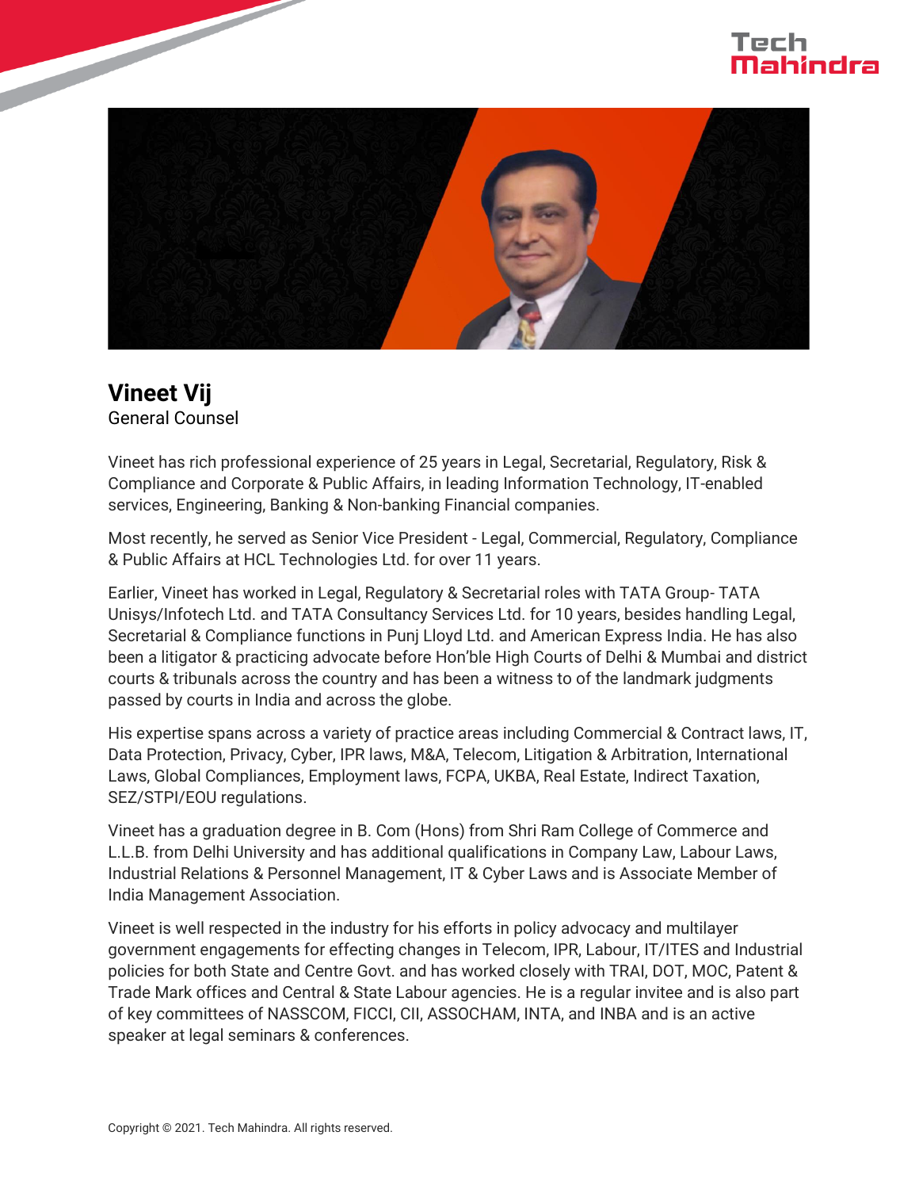# Vineet Vij

General Counsel

Vineet has rich professional experience of 25 years in Legal, Secretarial, Regulatory, Risk & Compliance and Corporate & Public Affairs, in leading Information Technology, IT-enabled services, Engineering, Banking & Non-banking Financial companies.

Most recently, he served as Senior Vice President - Legal, Commercial, Regulatory, Compliance & Public Affairs at HCL Technologies Ltd. for over 11 years.

Earlier, Vineet has worked in Legal, Regulatory & Secretarial roles with TATA Group- TATA Unisys/Infotech Ltd. and TATA Consultancy Services Ltd. for 10 years, besides handling Legal, Secretarial & Compliance functions in Punj Lloyd Ltd. and American Express India. He has also been a litigator & practicing advocate before Hon'ble High Courts of Delhi & Mumbai and district courts & tribunals across the country and has been a witness to of the landmark judgments passed by courts in India and across the globe.

His expertise spans across a variety of practice areas including Commercial & Contract laws, IT, Data Protection, Privacy, Cyber, IPR laws, M&A, Telecom, Litigation & Arbitration, International Laws, Global Compliances, Employment laws, FCPA, UKBA, Real Estate, Indirect Taxation, SEZ/STPI/EOU regulations.

Vineet has a graduation degree in B. Com (Hons) from Shri Ram College of Commerce and L.L.B. from Delhi University and has additional qualifications in Company Law, Labour Laws, Industrial Relations & Personnel Management, IT & Cyber Laws and is Associate Member of India Management Association.

Vineet is well respected in the industry for his efforts in policy advocacy and multilayer government engagements for effecting changes in Telecom, IPR, Labour, IT/ITES and Industrial policies for both State and Centre Govt. and has worked closely with TRAI, DOT, MOC, Patent & Trade Mark offices and Central & State Labour agencies. He is a regular invitee and is also part of key committees of NASSCOM, FICCI, CII, ASSOCHAM, INTA, and INBA and is an active speaker at legal seminars & conferences.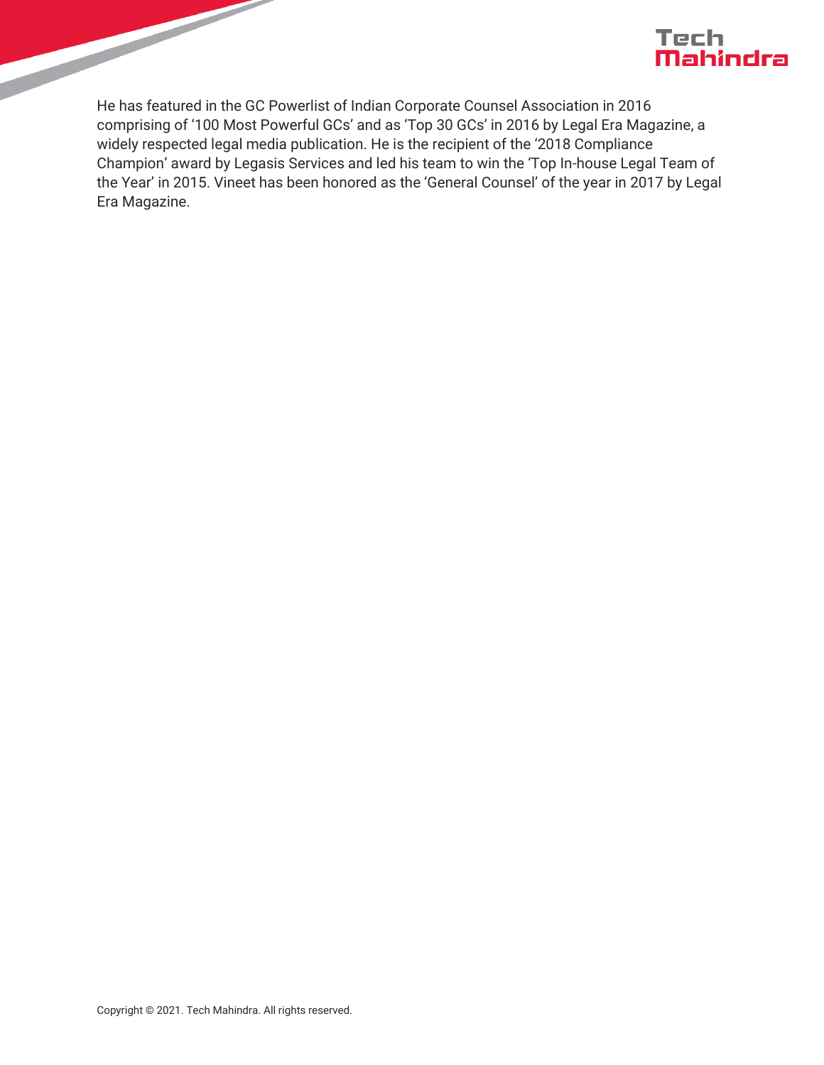He has featured in the GC Powerlist of Indian Corporate Counsel Association in 2016 comprising of '100 Most Powerful GCs' and as 'Top 30 GCs' in 2016 by Legal Era Magazine, a widely respected legal media publication. He is the recipient of the '2018 Compliance Champion' award by Legasis Services and led his team to win the 'Top In-house Legal Team of the Year' in 2015. Vineet has been honored as the 'General Counsel' of the year in 2017 by Legal Era Magazine.